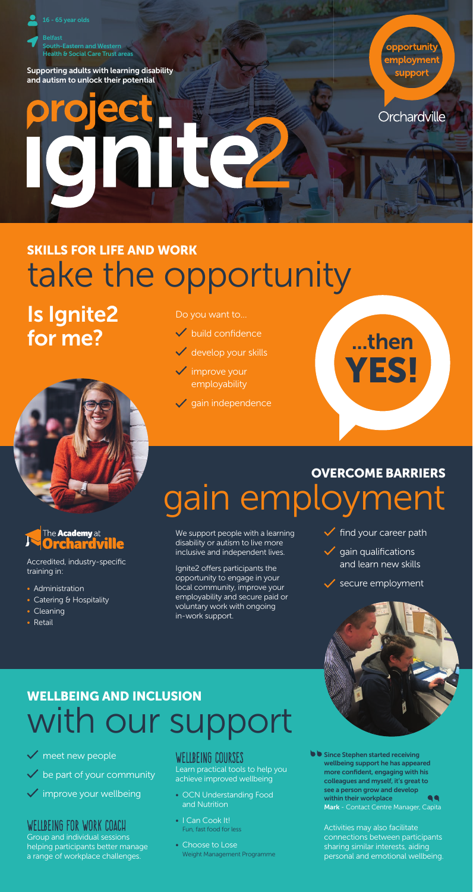16 - 65 year olds

Belfast
South-Eastern and Western Health & Social Care Trust areas

Supporting adults with learning disability and autism to unlock their potential

# project ignite2

opportunity
employment
support

Orchardville

## SKILLS FOR LIFE AND WORK
# take the opportunity

## Is Ignite2 for me?

Do you want to...

- ✓ build confidence
- ✓ develop your skills
- ✓ improve your employability
- ✓ gain independence

...then **YES!**

## OVERCOME BARRIERS
# gain employment

**The Academy at Orchardville**

Accredited, industry-specific training in:

- Administration
- Catering & Hospitality
- Cleaning
- Retail

We support people with a learning disability or autism to live more inclusive and independent lives.

Ignite2 offers participants the opportunity to engage in your local community, improve your employability and secure paid or voluntary work with ongoing in-work support.

- ✓ find your career path
- ✓ gain qualifications and learn new skills
- ✓ secure employment

## WELLBEING AND INCLUSION
# with our support

- ✓ meet new people
- ✓ be part of your community
- ✓ improve your wellbeing

### WELLBEING FOR WORK COACH

Group and individual sessions helping participants better manage a range of workplace challenges.

### WELLBEING COURSES

Learn practical tools to help you achieve improved wellbeing

- OCN Understanding Food and Nutrition
- I Can Cook It! Fun, fast food for less
- Choose to Lose Weight Management Programme

**"Since Stephen started receiving wellbeing support he has appeared more confident, engaging with his colleagues and myself, it's great to see a person grow and develop within their workplace"**
**Mark** - Contact Centre Manager, Capita

Activities may also facilitate connections between participants sharing similar interests, aiding personal and emotional wellbeing.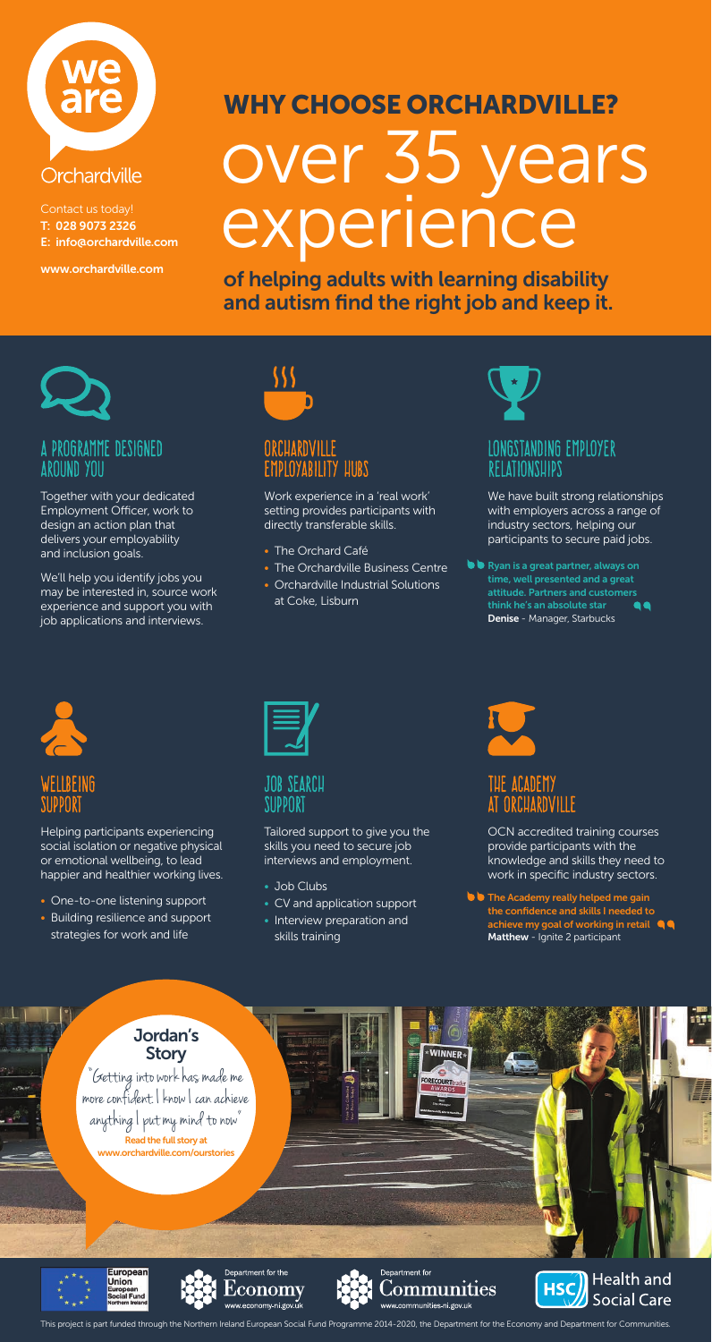we are
Orchardville

Contact us today!
**T: 028 9073 2326**
**E: info@orchardville.com**

**www.orchardville.com**

# WHY CHOOSE ORCHARDVILLE?

# over 35 years experience

**of helping adults with learning disability and autism find the right job and keep it.**

## A PROGRAMME DESIGNED AROUND YOU

Together with your dedicated Employment Officer, work to design an action plan that delivers your employability and inclusion goals.

We'll help you identify jobs you may be interested in, source work experience and support you with job applications and interviews.

## ORCHARDVILLE EMPLOYABILITY HUBS

Work experience in a 'real work' setting provides participants with directly transferable skills.

- The Orchard Café
- The Orchardville Business Centre
- Orchardville Industrial Solutions at Coke, Lisburn

## LONGSTANDING EMPLOYER RELATIONSHIPS

We have built strong relationships with employers across a range of industry sectors, helping our participants to secure paid jobs.

"Ryan is a great partner, always on time, well presented and a great attitude. Partners and customers think he's an absolute star"
**Denise** - Manager, Starbucks

## WELLBEING SUPPORT

Helping participants experiencing social isolation or negative physical or emotional wellbeing, to lead happier and healthier working lives.

- One-to-one listening support
- Building resilience and support strategies for work and life

## JOB SEARCH SUPPORT

Tailored support to give you the skills you need to secure job interviews and employment.

- Job Clubs
- CV and application support
- Interview preparation and skills training

## THE ACADEMY AT ORCHARDVILLE

OCN accredited training courses provide participants with the knowledge and skills they need to work in specific industry sectors.

"The Academy really helped me gain the confidence and skills I needed to achieve my goal of working in retail"
**Matthew** - Ignite 2 participant

## Jordan's Story

"Getting into work has made me more confident. I know I can achieve anything I put my mind to now"

**Read the full story at www.orchardville.com/ourstories**

European Union European Social Fund Northern Ireland
Department for the Economy www.economy-ni.gov.uk
Department for Communities www.communities-ni.gov.uk
HSC Health and Social Care

This project is part funded through the Northern Ireland European Social Fund Programme 2014-2020, the Department for the Economy and Department for Communities.